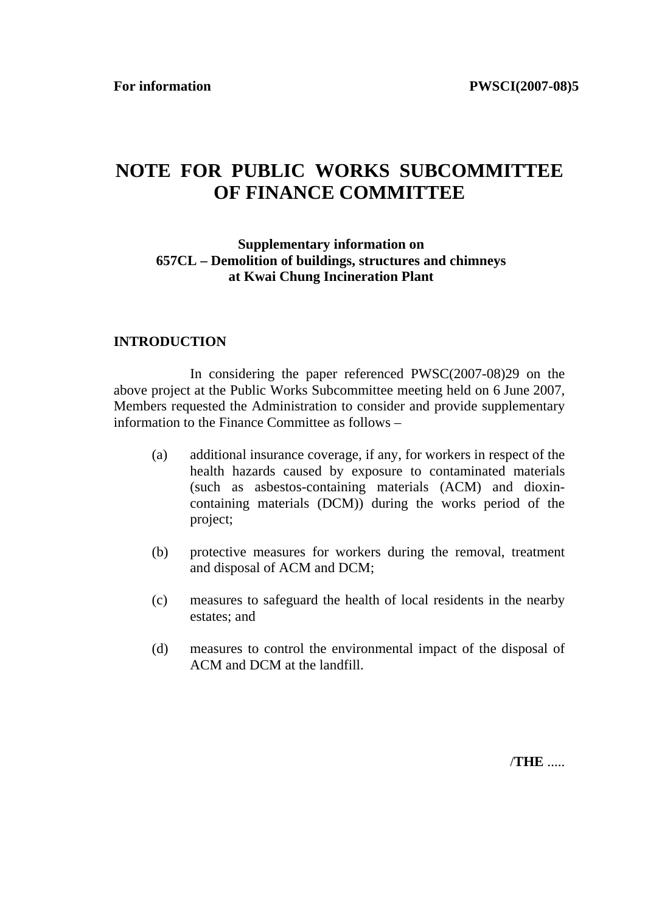**For information** **PWSCI(2007-08)5**

# NOTE FOR PUBLIC WORKS SUBCOMMITTEE OF FINANCE COMMITTEE

### Supplementary information on 657CL – Demolition of buildings, structures and chimneys at Kwai Chung Incineration Plant

## INTRODUCTION

In considering the paper referenced PWSC(2007-08)29 on the above project at the Public Works Subcommittee meeting held on 6 June 2007, Members requested the Administration to consider and provide supplementary information to the Finance Committee as follows –

(a) additional insurance coverage, if any, for workers in respect of the health hazards caused by exposure to contaminated materials (such as asbestos-containing materials (ACM) and dioxin-containing materials (DCM)) during the works period of the project;

(b) protective measures for workers during the removal, treatment and disposal of ACM and DCM;

(c) measures to safeguard the health of local residents in the nearby estates; and

(d) measures to control the environmental impact of the disposal of ACM and DCM at the landfill.

/**THE** .....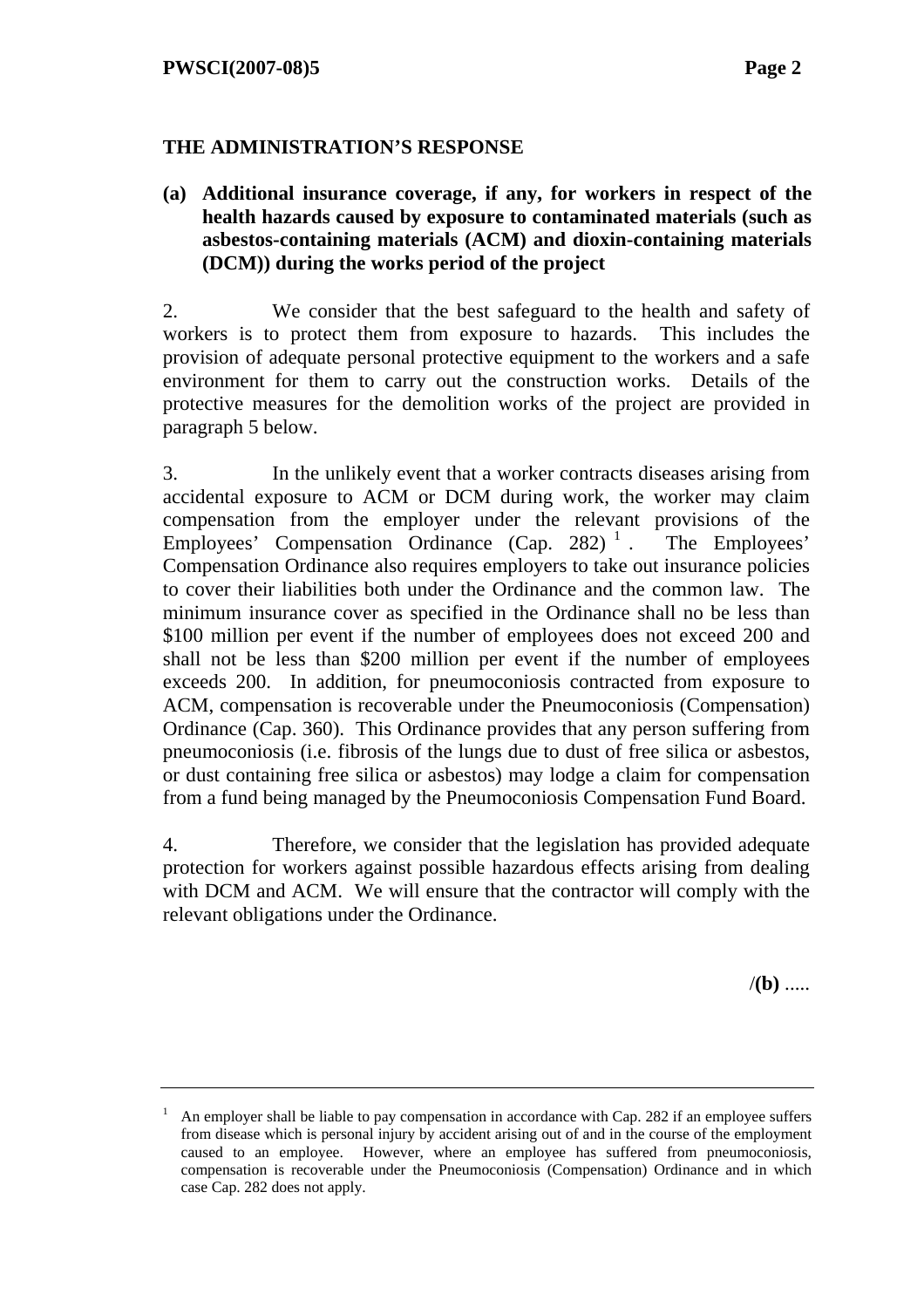## THE ADMINISTRATION'S RESPONSE

**(a) Additional insurance coverage, if any, for workers in respect of the health hazards caused by exposure to contaminated materials (such as asbestos-containing materials (ACM) and dioxin-containing materials (DCM)) during the works period of the project**

2. We consider that the best safeguard to the health and safety of workers is to protect them from exposure to hazards. This includes the provision of adequate personal protective equipment to the workers and a safe environment for them to carry out the construction works. Details of the protective measures for the demolition works of the project are provided in paragraph 5 below.

3. In the unlikely event that a worker contracts diseases arising from accidental exposure to ACM or DCM during work, the worker may claim compensation from the employer under the relevant provisions of the Employees' Compensation Ordinance (Cap. 282) [1]. The Employees' Compensation Ordinance also requires employers to take out insurance policies to cover their liabilities both under the Ordinance and the common law. The minimum insurance cover as specified in the Ordinance shall no be less than $100 million per event if the number of employees does not exceed 200 and shall not be less than $200 million per event if the number of employees exceeds 200. In addition, for pneumoconiosis contracted from exposure to ACM, compensation is recoverable under the Pneumoconiosis (Compensation) Ordinance (Cap. 360). This Ordinance provides that any person suffering from pneumoconiosis (i.e. fibrosis of the lungs due to dust of free silica or asbestos, or dust containing free silica or asbestos) may lodge a claim for compensation from a fund being managed by the Pneumoconiosis Compensation Fund Board.

4. Therefore, we consider that the legislation has provided adequate protection for workers against possible hazardous effects arising from dealing with DCM and ACM. We will ensure that the contractor will comply with the relevant obligations under the Ordinance.

/**(b)** .....

---

[1] An employer shall be liable to pay compensation in accordance with Cap. 282 if an employee suffers from disease which is personal injury by accident arising out of and in the course of the employment caused to an employee. However, where an employee has suffered from pneumoconiosis, compensation is recoverable under the Pneumoconiosis (Compensation) Ordinance and in which case Cap. 282 does not apply.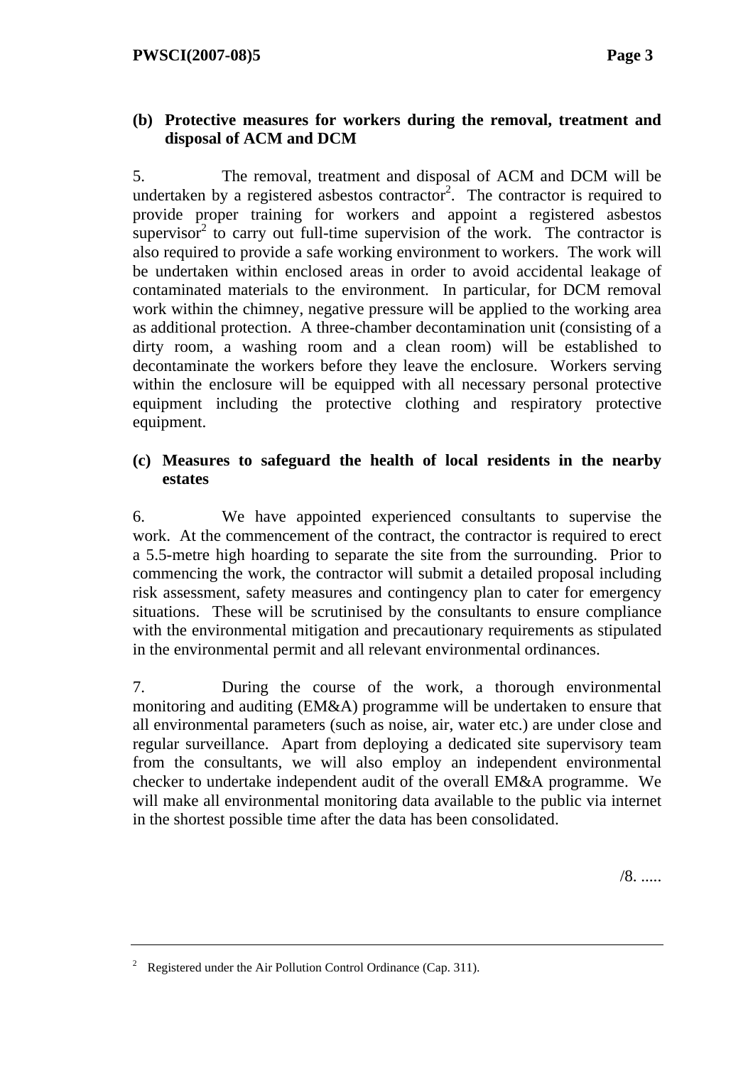**(b) Protective measures for workers during the removal, treatment and disposal of ACM and DCM**

5. The removal, treatment and disposal of ACM and DCM will be undertaken by a registered asbestos contractor[2]. The contractor is required to provide proper training for workers and appoint a registered asbestos supervisor[2] to carry out full-time supervision of the work. The contractor is also required to provide a safe working environment to workers. The work will be undertaken within enclosed areas in order to avoid accidental leakage of contaminated materials to the environment. In particular, for DCM removal work within the chimney, negative pressure will be applied to the working area as additional protection. A three-chamber decontamination unit (consisting of a dirty room, a washing room and a clean room) will be established to decontaminate the workers before they leave the enclosure. Workers serving within the enclosure will be equipped with all necessary personal protective equipment including the protective clothing and respiratory protective equipment.

**(c) Measures to safeguard the health of local residents in the nearby estates**

6. We have appointed experienced consultants to supervise the work. At the commencement of the contract, the contractor is required to erect a 5.5-metre high hoarding to separate the site from the surrounding. Prior to commencing the work, the contractor will submit a detailed proposal including risk assessment, safety measures and contingency plan to cater for emergency situations. These will be scrutinised by the consultants to ensure compliance with the environmental mitigation and precautionary requirements as stipulated in the environmental permit and all relevant environmental ordinances.

7. During the course of the work, a thorough environmental monitoring and auditing (EM&A) programme will be undertaken to ensure that all environmental parameters (such as noise, air, water etc.) are under close and regular surveillance. Apart from deploying a dedicated site supervisory team from the consultants, we will also employ an independent environmental checker to undertake independent audit of the overall EM&A programme. We will make all environmental monitoring data available to the public via internet in the shortest possible time after the data has been consolidated.

/8. .....

---

[2] Registered under the Air Pollution Control Ordinance (Cap. 311).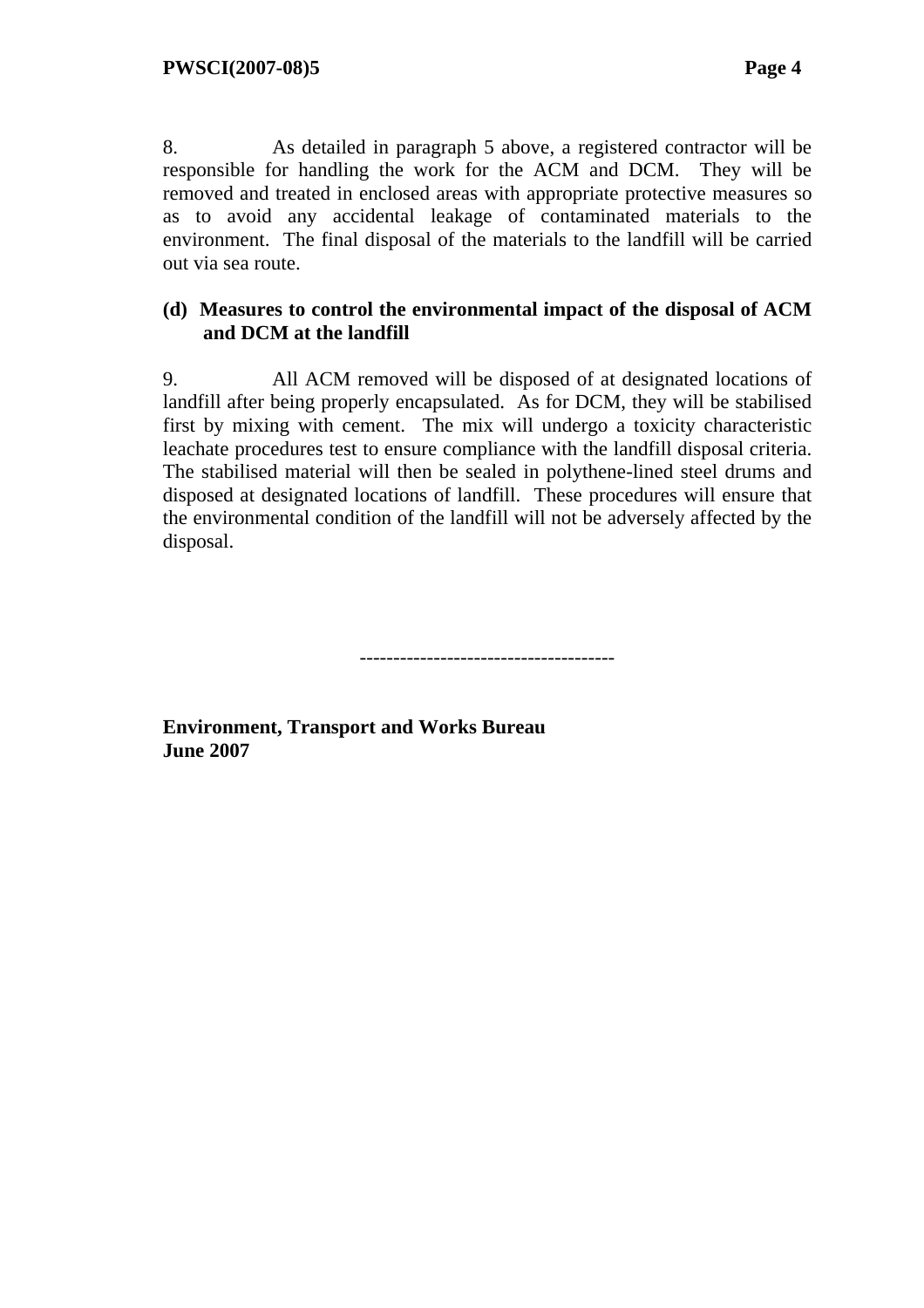8. As detailed in paragraph 5 above, a registered contractor will be responsible for handling the work for the ACM and DCM. They will be removed and treated in enclosed areas with appropriate protective measures so as to avoid any accidental leakage of contaminated materials to the environment. The final disposal of the materials to the landfill will be carried out via sea route.

**(d) Measures to control the environmental impact of the disposal of ACM and DCM at the landfill**

9. All ACM removed will be disposed of at designated locations of landfill after being properly encapsulated. As for DCM, they will be stabilised first by mixing with cement. The mix will undergo a toxicity characteristic leachate procedures test to ensure compliance with the landfill disposal criteria. The stabilised material will then be sealed in polythene-lined steel drums and disposed at designated locations of landfill. These procedures will ensure that the environmental condition of the landfill will not be adversely affected by the disposal.

-------------------------------------

**Environment, Transport and Works Bureau**
**June 2007**